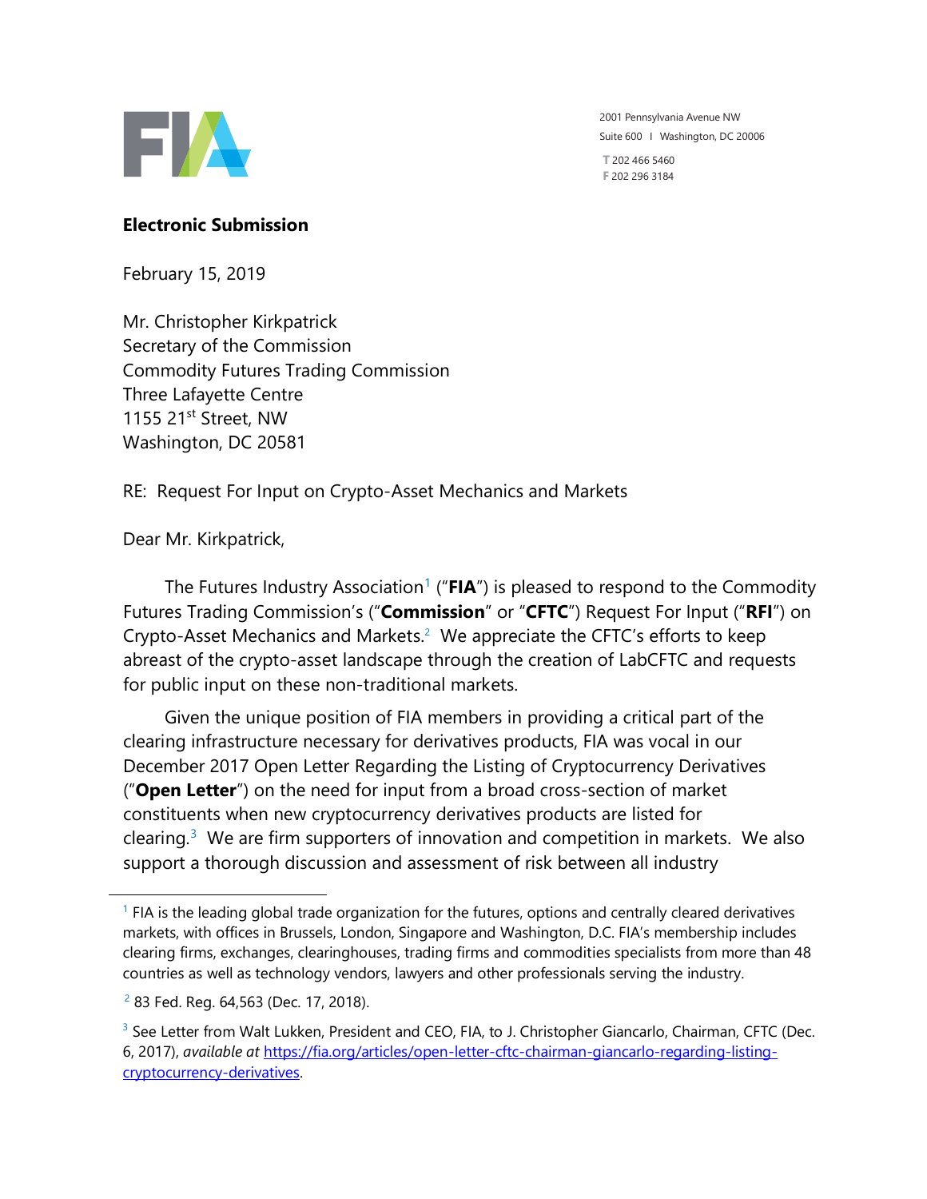2001 Pennsylvania Avenue NW
Suite 600 I Washington, DC 20006

T 202 466 5460
F 202 296 3184

**Electronic Submission**

February 15, 2019

Mr. Christopher Kirkpatrick
Secretary of the Commission
Commodity Futures Trading Commission
Three Lafayette Centre
1155 21st Street, NW
Washington, DC 20581

RE: Request For Input on Crypto-Asset Mechanics and Markets

Dear Mr. Kirkpatrick,

The Futures Industry Association[1] ("**FIA**") is pleased to respond to the Commodity Futures Trading Commission's ("**Commission**" or "**CFTC**") Request For Input ("**RFI**") on Crypto-Asset Mechanics and Markets.[2] We appreciate the CFTC's efforts to keep abreast of the crypto-asset landscape through the creation of LabCFTC and requests for public input on these non-traditional markets.

Given the unique position of FIA members in providing a critical part of the clearing infrastructure necessary for derivatives products, FIA was vocal in our December 2017 Open Letter Regarding the Listing of Cryptocurrency Derivatives ("**Open Letter**") on the need for input from a broad cross-section of market constituents when new cryptocurrency derivatives products are listed for clearing.[3] We are firm supporters of innovation and competition in markets. We also support a thorough discussion and assessment of risk between all industry

---

[1] FIA is the leading global trade organization for the futures, options and centrally cleared derivatives markets, with offices in Brussels, London, Singapore and Washington, D.C. FIA's membership includes clearing firms, exchanges, clearinghouses, trading firms and commodities specialists from more than 48 countries as well as technology vendors, lawyers and other professionals serving the industry.

[2] 83 Fed. Reg. 64,563 (Dec. 17, 2018).

[3] See Letter from Walt Lukken, President and CEO, FIA, to J. Christopher Giancarlo, Chairman, CFTC (Dec. 6, 2017), *available at* https://fia.org/articles/open-letter-cftc-chairman-giancarlo-regarding-listing-cryptocurrency-derivatives.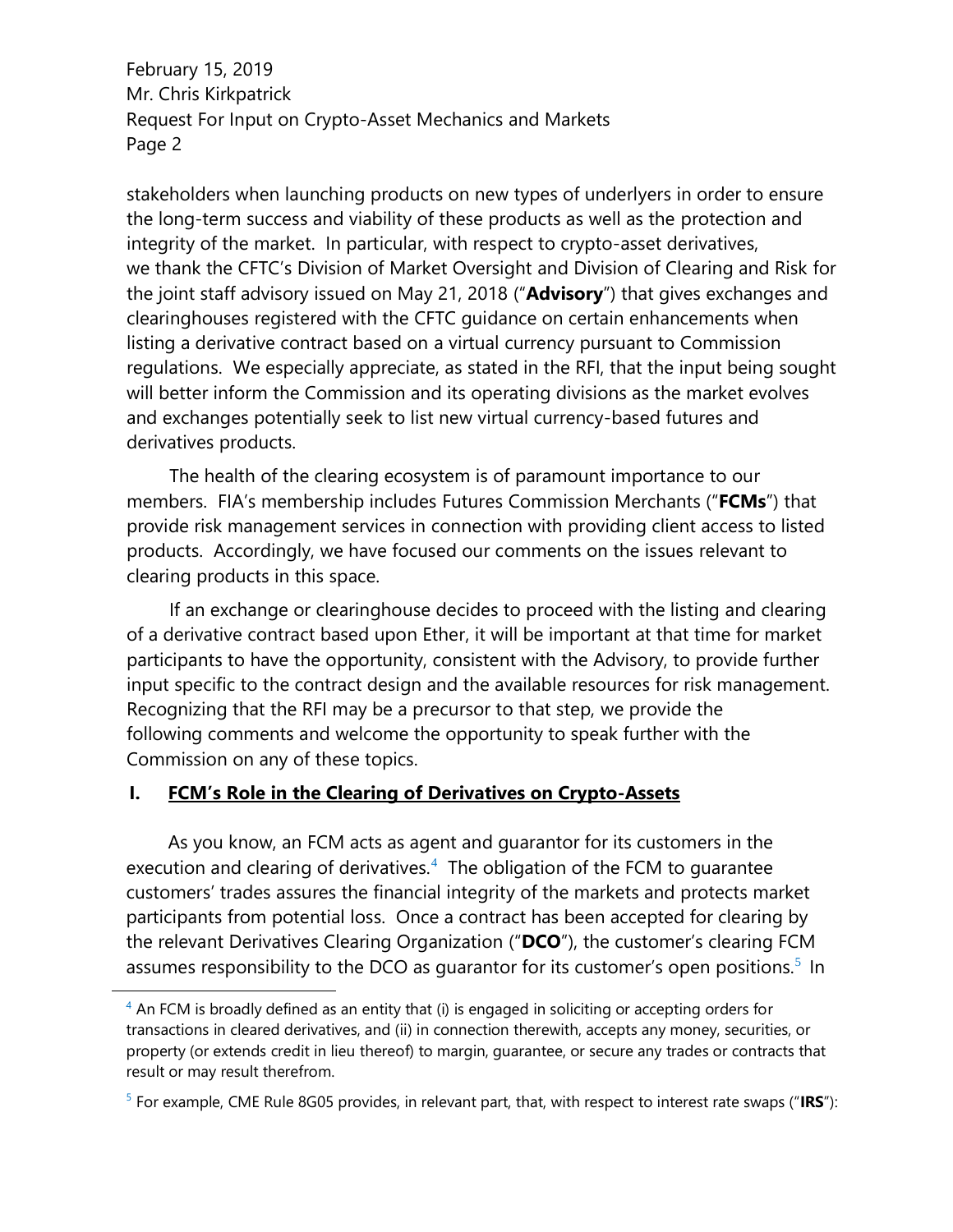stakeholders when launching products on new types of underlyers in order to ensure the long-term success and viability of these products as well as the protection and integrity of the market. In particular, with respect to crypto-asset derivatives, we thank the CFTC's Division of Market Oversight and Division of Clearing and Risk for the joint staff advisory issued on May 21, 2018 ("**Advisory**") that gives exchanges and clearinghouses registered with the CFTC guidance on certain enhancements when listing a derivative contract based on a virtual currency pursuant to Commission regulations. We especially appreciate, as stated in the RFI, that the input being sought will better inform the Commission and its operating divisions as the market evolves and exchanges potentially seek to list new virtual currency-based futures and derivatives products.

The health of the clearing ecosystem is of paramount importance to our members. FIA's membership includes Futures Commission Merchants ("**FCMs**") that provide risk management services in connection with providing client access to listed products. Accordingly, we have focused our comments on the issues relevant to clearing products in this space.

If an exchange or clearinghouse decides to proceed with the listing and clearing of a derivative contract based upon Ether, it will be important at that time for market participants to have the opportunity, consistent with the Advisory, to provide further input specific to the contract design and the available resources for risk management. Recognizing that the RFI may be a precursor to that step, we provide the following comments and welcome the opportunity to speak further with the Commission on any of these topics.

## I. FCM's Role in the Clearing of Derivatives on Crypto-Assets

As you know, an FCM acts as agent and guarantor for its customers in the execution and clearing of derivatives.[4] The obligation of the FCM to guarantee customers' trades assures the financial integrity of the markets and protects market participants from potential loss. Once a contract has been accepted for clearing by the relevant Derivatives Clearing Organization ("**DCO**"), the customer's clearing FCM assumes responsibility to the DCO as guarantor for its customer's open positions.[5] In

[4] An FCM is broadly defined as an entity that (i) is engaged in soliciting or accepting orders for transactions in cleared derivatives, and (ii) in connection therewith, accepts any money, securities, or property (or extends credit in lieu thereof) to margin, guarantee, or secure any trades or contracts that result or may result therefrom.

[5] For example, CME Rule 8G05 provides, in relevant part, that, with respect to interest rate swaps ("**IRS**"):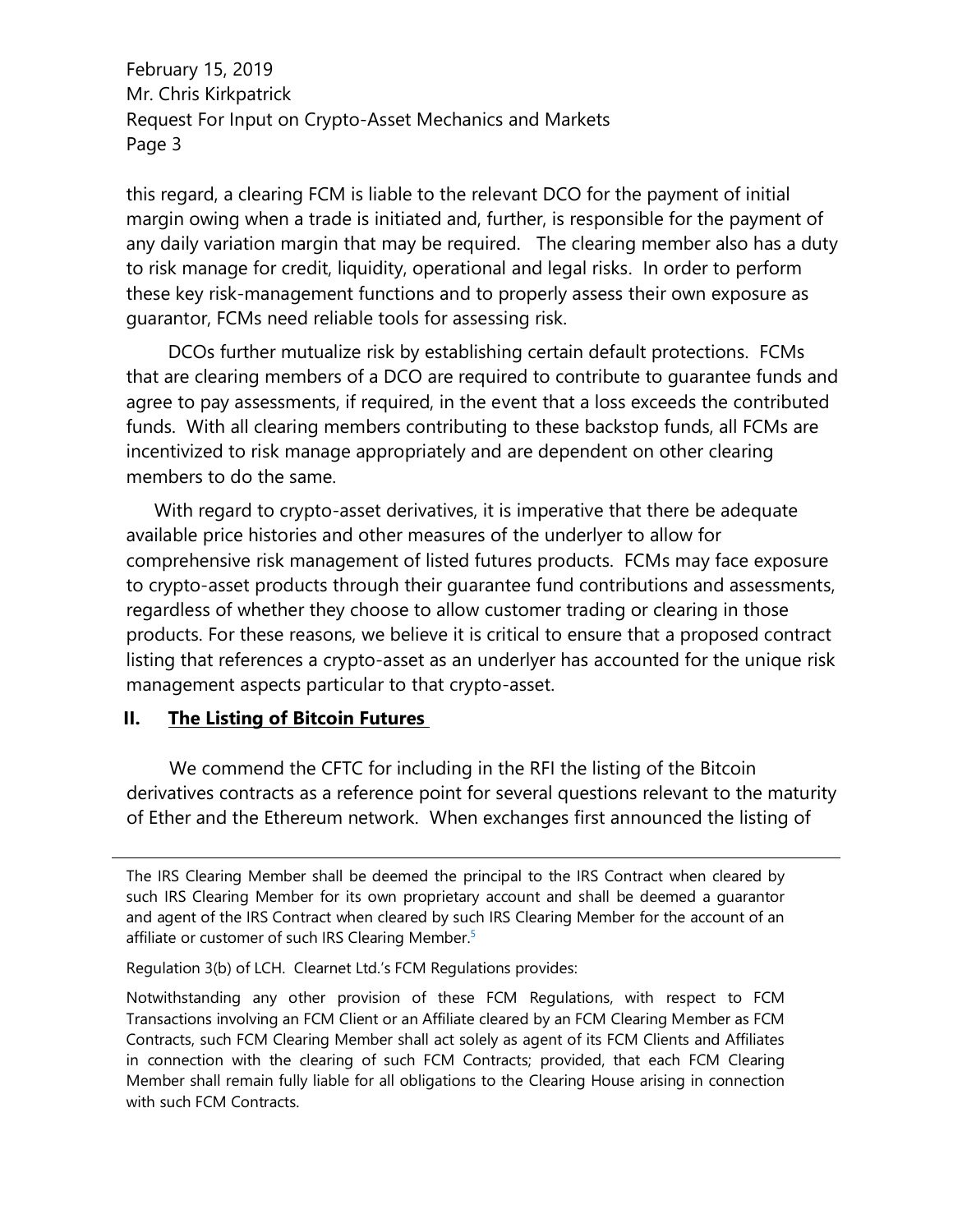this regard, a clearing FCM is liable to the relevant DCO for the payment of initial margin owing when a trade is initiated and, further, is responsible for the payment of any daily variation margin that may be required. The clearing member also has a duty to risk manage for credit, liquidity, operational and legal risks. In order to perform these key risk-management functions and to properly assess their own exposure as guarantor, FCMs need reliable tools for assessing risk.

DCOs further mutualize risk by establishing certain default protections. FCMs that are clearing members of a DCO are required to contribute to guarantee funds and agree to pay assessments, if required, in the event that a loss exceeds the contributed funds. With all clearing members contributing to these backstop funds, all FCMs are incentivized to risk manage appropriately and are dependent on other clearing members to do the same.

With regard to crypto-asset derivatives, it is imperative that there be adequate available price histories and other measures of the underlyer to allow for comprehensive risk management of listed futures products. FCMs may face exposure to crypto-asset products through their guarantee fund contributions and assessments, regardless of whether they choose to allow customer trading or clearing in those products. For these reasons, we believe it is critical to ensure that a proposed contract listing that references a crypto-asset as an underlyer has accounted for the unique risk management aspects particular to that crypto-asset.

## II. The Listing of Bitcoin Futures

We commend the CFTC for including in the RFI the listing of the Bitcoin derivatives contracts as a reference point for several questions relevant to the maturity of Ether and the Ethereum network. When exchanges first announced the listing of

---

The IRS Clearing Member shall be deemed the principal to the IRS Contract when cleared by such IRS Clearing Member for its own proprietary account and shall be deemed a guarantor and agent of the IRS Contract when cleared by such IRS Clearing Member for the account of an affiliate or customer of such IRS Clearing Member.[5]

Regulation 3(b) of LCH. Clearnet Ltd.'s FCM Regulations provides:

Notwithstanding any other provision of these FCM Regulations, with respect to FCM Transactions involving an FCM Client or an Affiliate cleared by an FCM Clearing Member as FCM Contracts, such FCM Clearing Member shall act solely as agent of its FCM Clients and Affiliates in connection with the clearing of such FCM Contracts; provided, that each FCM Clearing Member shall remain fully liable for all obligations to the Clearing House arising in connection with such FCM Contracts.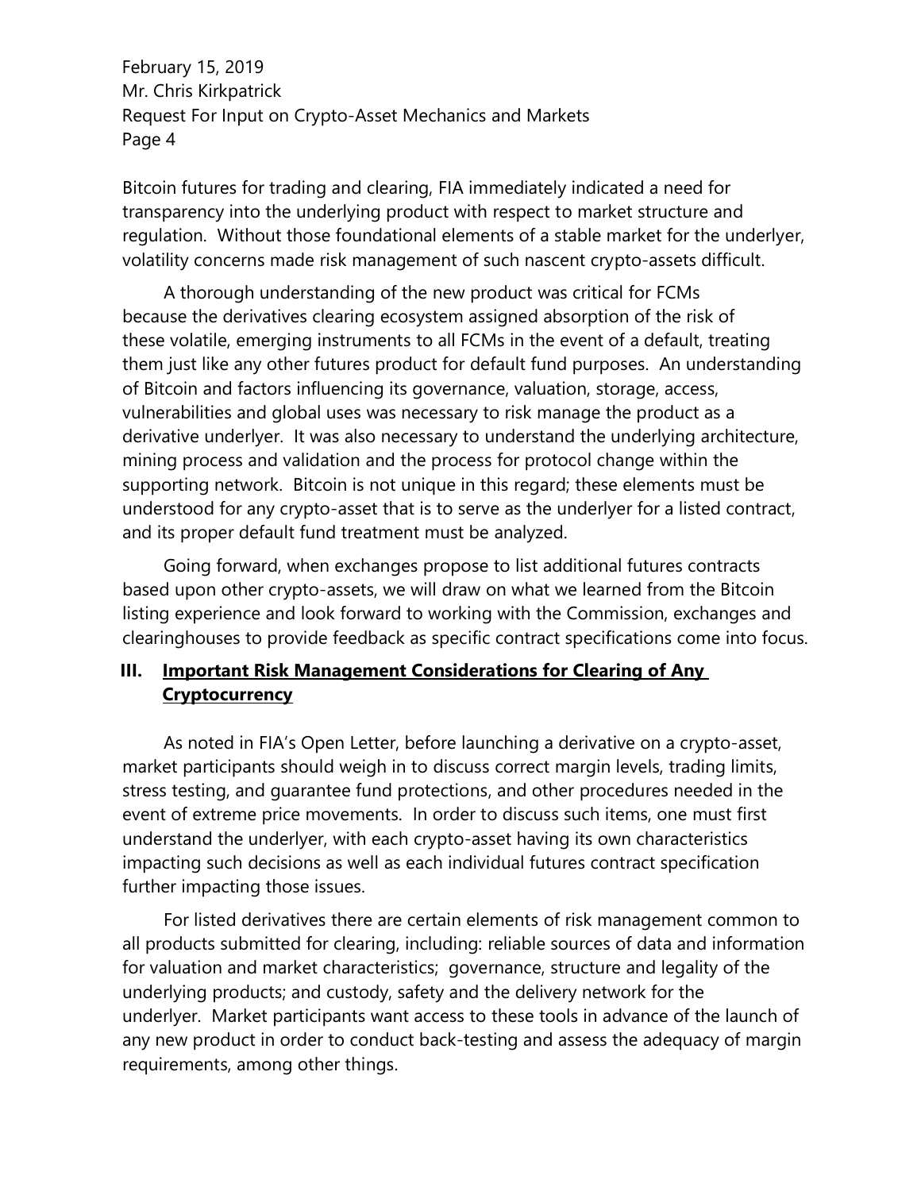Bitcoin futures for trading and clearing, FIA immediately indicated a need for transparency into the underlying product with respect to market structure and regulation. Without those foundational elements of a stable market for the underlyer, volatility concerns made risk management of such nascent crypto-assets difficult.

A thorough understanding of the new product was critical for FCMs because the derivatives clearing ecosystem assigned absorption of the risk of these volatile, emerging instruments to all FCMs in the event of a default, treating them just like any other futures product for default fund purposes. An understanding of Bitcoin and factors influencing its governance, valuation, storage, access, vulnerabilities and global uses was necessary to risk manage the product as a derivative underlyer. It was also necessary to understand the underlying architecture, mining process and validation and the process for protocol change within the supporting network. Bitcoin is not unique in this regard; these elements must be understood for any crypto-asset that is to serve as the underlyer for a listed contract, and its proper default fund treatment must be analyzed.

Going forward, when exchanges propose to list additional futures contracts based upon other crypto-assets, we will draw on what we learned from the Bitcoin listing experience and look forward to working with the Commission, exchanges and clearinghouses to provide feedback as specific contract specifications come into focus.

## III. Important Risk Management Considerations for Clearing of Any Cryptocurrency

As noted in FIA's Open Letter, before launching a derivative on a crypto-asset, market participants should weigh in to discuss correct margin levels, trading limits, stress testing, and guarantee fund protections, and other procedures needed in the event of extreme price movements. In order to discuss such items, one must first understand the underlyer, with each crypto-asset having its own characteristics impacting such decisions as well as each individual futures contract specification further impacting those issues.

For listed derivatives there are certain elements of risk management common to all products submitted for clearing, including: reliable sources of data and information for valuation and market characteristics; governance, structure and legality of the underlying products; and custody, safety and the delivery network for the underlyer. Market participants want access to these tools in advance of the launch of any new product in order to conduct back-testing and assess the adequacy of margin requirements, among other things.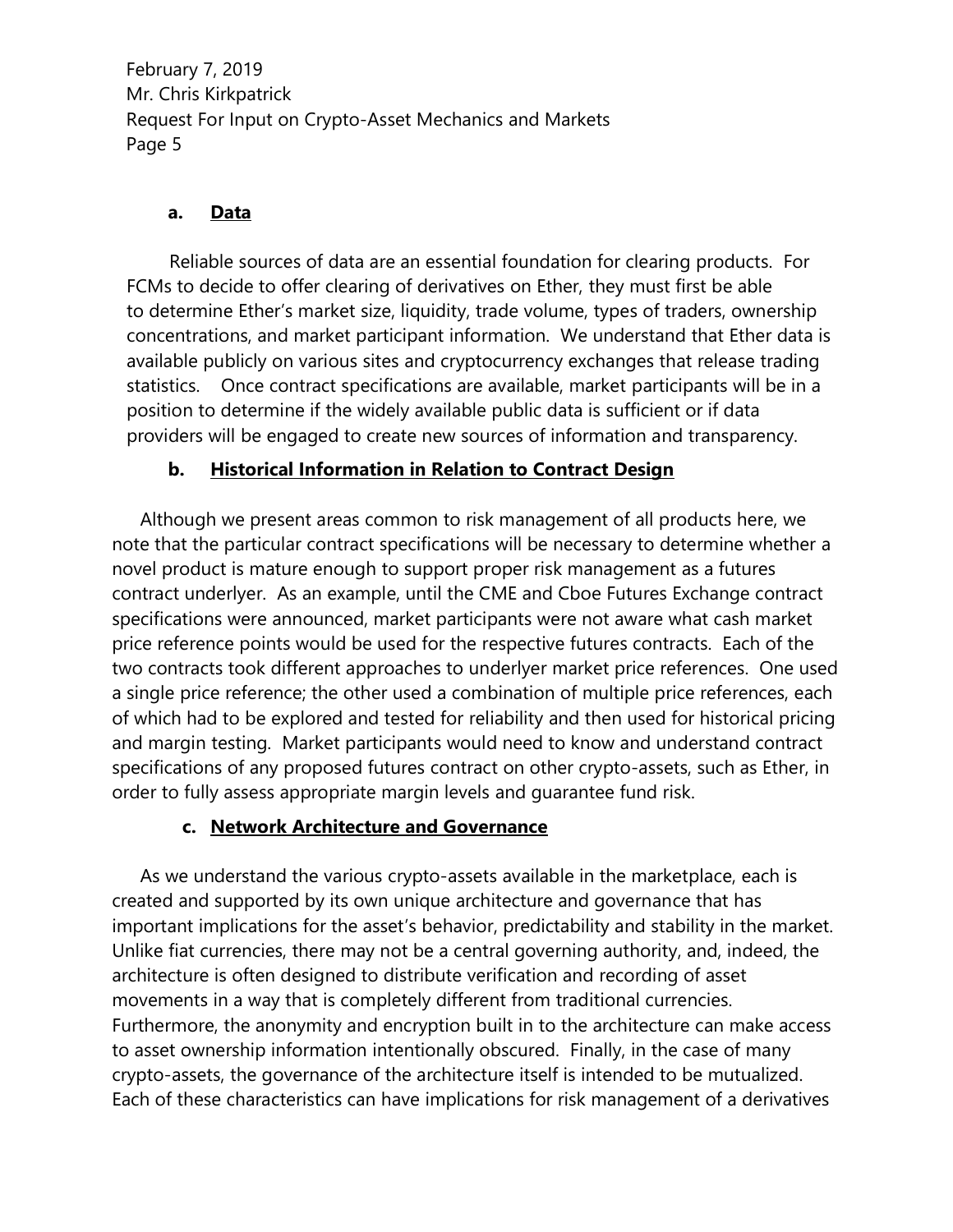### a. Data

Reliable sources of data are an essential foundation for clearing products. For FCMs to decide to offer clearing of derivatives on Ether, they must first be able to determine Ether's market size, liquidity, trade volume, types of traders, ownership concentrations, and market participant information. We understand that Ether data is available publicly on various sites and cryptocurrency exchanges that release trading statistics. Once contract specifications are available, market participants will be in a position to determine if the widely available public data is sufficient or if data providers will be engaged to create new sources of information and transparency.

### b. Historical Information in Relation to Contract Design

Although we present areas common to risk management of all products here, we note that the particular contract specifications will be necessary to determine whether a novel product is mature enough to support proper risk management as a futures contract underlyer. As an example, until the CME and Cboe Futures Exchange contract specifications were announced, market participants were not aware what cash market price reference points would be used for the respective futures contracts. Each of the two contracts took different approaches to underlyer market price references. One used a single price reference; the other used a combination of multiple price references, each of which had to be explored and tested for reliability and then used for historical pricing and margin testing. Market participants would need to know and understand contract specifications of any proposed futures contract on other crypto-assets, such as Ether, in order to fully assess appropriate margin levels and guarantee fund risk.

### c. Network Architecture and Governance

As we understand the various crypto-assets available in the marketplace, each is created and supported by its own unique architecture and governance that has important implications for the asset's behavior, predictability and stability in the market. Unlike fiat currencies, there may not be a central governing authority, and, indeed, the architecture is often designed to distribute verification and recording of asset movements in a way that is completely different from traditional currencies. Furthermore, the anonymity and encryption built in to the architecture can make access to asset ownership information intentionally obscured. Finally, in the case of many crypto-assets, the governance of the architecture itself is intended to be mutualized. Each of these characteristics can have implications for risk management of a derivatives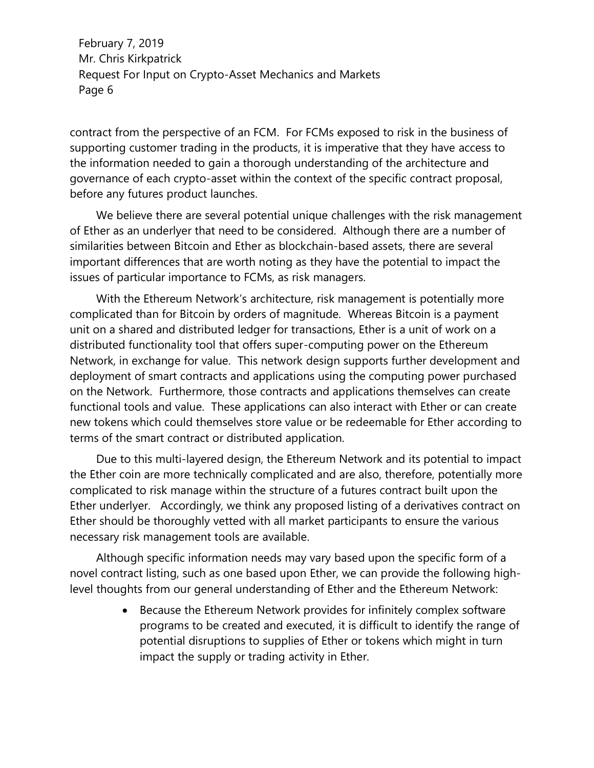contract from the perspective of an FCM. For FCMs exposed to risk in the business of supporting customer trading in the products, it is imperative that they have access to the information needed to gain a thorough understanding of the architecture and governance of each crypto-asset within the context of the specific contract proposal, before any futures product launches.

We believe there are several potential unique challenges with the risk management of Ether as an underlyer that need to be considered. Although there are a number of similarities between Bitcoin and Ether as blockchain-based assets, there are several important differences that are worth noting as they have the potential to impact the issues of particular importance to FCMs, as risk managers.

With the Ethereum Network's architecture, risk management is potentially more complicated than for Bitcoin by orders of magnitude. Whereas Bitcoin is a payment unit on a shared and distributed ledger for transactions, Ether is a unit of work on a distributed functionality tool that offers super-computing power on the Ethereum Network, in exchange for value. This network design supports further development and deployment of smart contracts and applications using the computing power purchased on the Network. Furthermore, those contracts and applications themselves can create functional tools and value. These applications can also interact with Ether or can create new tokens which could themselves store value or be redeemable for Ether according to terms of the smart contract or distributed application.

Due to this multi-layered design, the Ethereum Network and its potential to impact the Ether coin are more technically complicated and are also, therefore, potentially more complicated to risk manage within the structure of a futures contract built upon the Ether underlyer. Accordingly, we think any proposed listing of a derivatives contract on Ether should be thoroughly vetted with all market participants to ensure the various necessary risk management tools are available.

Although specific information needs may vary based upon the specific form of a novel contract listing, such as one based upon Ether, we can provide the following high-level thoughts from our general understanding of Ether and the Ethereum Network:

- Because the Ethereum Network provides for infinitely complex software programs to be created and executed, it is difficult to identify the range of potential disruptions to supplies of Ether or tokens which might in turn impact the supply or trading activity in Ether.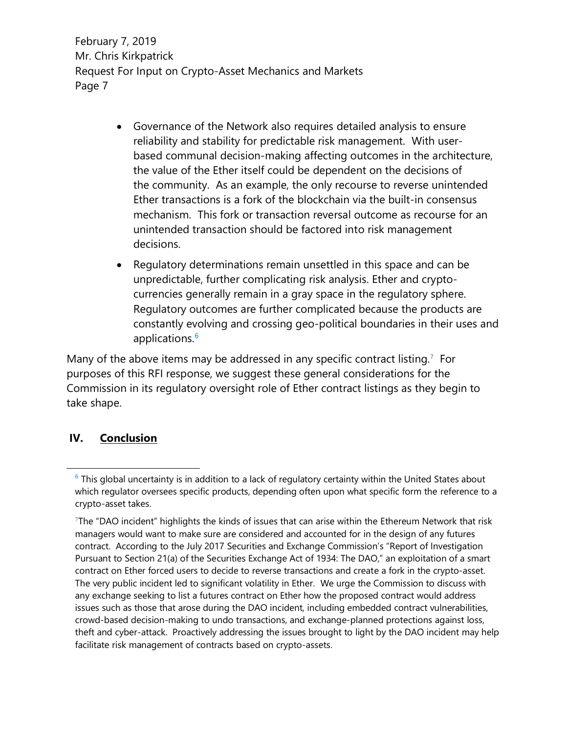- Governance of the Network also requires detailed analysis to ensure reliability and stability for predictable risk management. With user-based communal decision-making affecting outcomes in the architecture, the value of the Ether itself could be dependent on the decisions of the community. As an example, the only recourse to reverse unintended Ether transactions is a fork of the blockchain via the built-in consensus mechanism. This fork or transaction reversal outcome as recourse for an unintended transaction should be factored into risk management decisions.
- Regulatory determinations remain unsettled in this space and can be unpredictable, further complicating risk analysis. Ether and crypto-currencies generally remain in a gray space in the regulatory sphere. Regulatory outcomes are further complicated because the products are constantly evolving and crossing geo-political boundaries in their uses and applications.[6]

Many of the above items may be addressed in any specific contract listing.[7] For purposes of this RFI response, we suggest these general considerations for the Commission in its regulatory oversight role of Ether contract listings as they begin to take shape.

## IV. **Conclusion**

---

[6] This global uncertainty is in addition to a lack of regulatory certainty within the United States about which regulator oversees specific products, depending often upon what specific form the reference to a crypto-asset takes.

[7] The "DAO incident" highlights the kinds of issues that can arise within the Ethereum Network that risk managers would want to make sure are considered and accounted for in the design of any futures contract. According to the July 2017 Securities and Exchange Commission's "Report of Investigation Pursuant to Section 21(a) of the Securities Exchange Act of 1934: The DAO," an exploitation of a smart contract on Ether forced users to decide to reverse transactions and create a fork in the crypto-asset. The very public incident led to significant volatility in Ether. We urge the Commission to discuss with any exchange seeking to list a futures contract on Ether how the proposed contract would address issues such as those that arose during the DAO incident, including embedded contract vulnerabilities, crowd-based decision-making to undo transactions, and exchange-planned protections against loss, theft and cyber-attack. Proactively addressing the issues brought to light by the DAO incident may help facilitate risk management of contracts based on crypto-assets.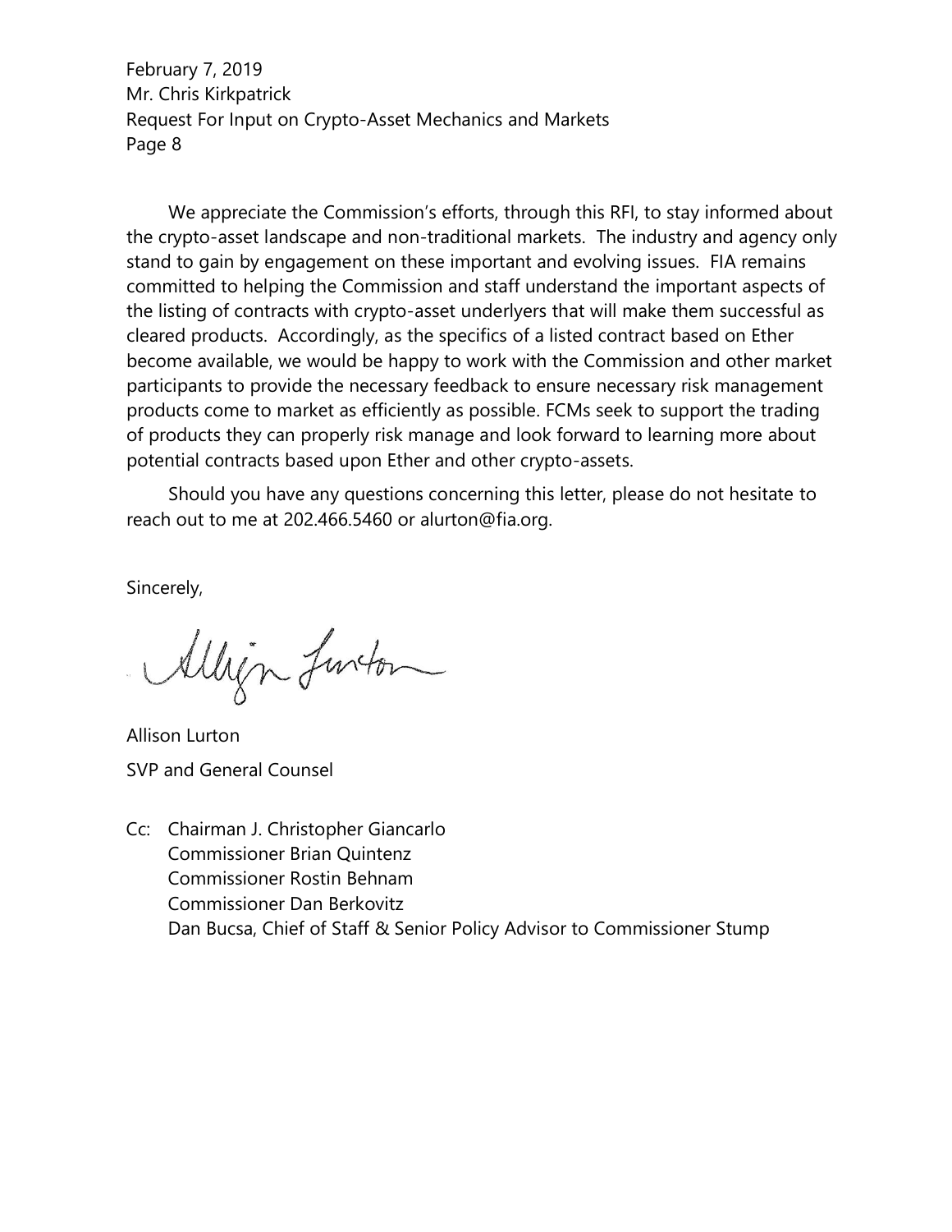We appreciate the Commission's efforts, through this RFI, to stay informed about the crypto-asset landscape and non-traditional markets. The industry and agency only stand to gain by engagement on these important and evolving issues. FIA remains committed to helping the Commission and staff understand the important aspects of the listing of contracts with crypto-asset underlyers that will make them successful as cleared products. Accordingly, as the specifics of a listed contract based on Ether become available, we would be happy to work with the Commission and other market participants to provide the necessary feedback to ensure necessary risk management products come to market as efficiently as possible. FCMs seek to support the trading of products they can properly risk manage and look forward to learning more about potential contracts based upon Ether and other crypto-assets.

Should you have any questions concerning this letter, please do not hesitate to reach out to me at 202.466.5460 or alurton@fia.org.

Sincerely,

Allison Lurton

SVP and General Counsel

Cc: Chairman J. Christopher Giancarlo
Commissioner Brian Quintenz
Commissioner Rostin Behnam
Commissioner Dan Berkovitz
Dan Bucsa, Chief of Staff & Senior Policy Advisor to Commissioner Stump